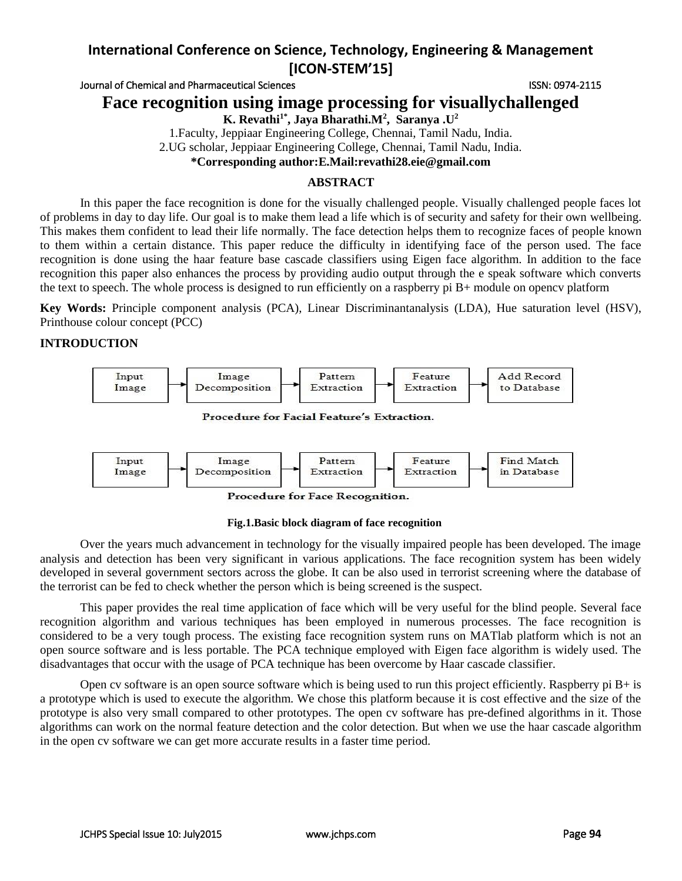# Face recognition using image processing for visuallychallenged

**K. Revathi[1*], Jaya Bharathi.M[2], Saranya .U[2]**

1.Faculty, Jeppiaar Engineering College, Chennai, Tamil Nadu, India.

2.UG scholar, Jeppiaar Engineering College, Chennai, Tamil Nadu, India.

**\*Corresponding author:E.Mail:revathi28.eie@gmail.com**

## ABSTRACT

In this paper the face recognition is done for the visually challenged people. Visually challenged people faces lot of problems in day to day life. Our goal is to make them lead a life which is of security and safety for their own wellbeing. This makes them confident to lead their life normally. The face detection helps them to recognize faces of people known to them within a certain distance. This paper reduce the difficulty in identifying face of the person used. The face recognition is done using the haar feature base cascade classifiers using Eigen face algorithm. In addition to the face recognition this paper also enhances the process by providing audio output through the e speak software which converts the text to speech. The whole process is designed to run efficiently on a raspberry pi B+ module on opencv platform

**Key Words:** Principle component analysis (PCA), Linear Discriminantanalysis (LDA), Hue saturation level (HSV), Printhouse colour concept (PCC)

## INTRODUCTION

Input Image → Image Decomposition → Pattern Extraction → Feature Extraction → Add Record to Database

Procedure for Facial Feature's Extraction.

Input Image → Image Decomposition → Pattern Extraction → Feature Extraction → Find Match in Database

Procedure for Face Recognition.

**Fig.1.Basic block diagram of face recognition**

Over the years much advancement in technology for the visually impaired people has been developed. The image analysis and detection has been very significant in various applications. The face recognition system has been widely developed in several government sectors across the globe. It can be also used in terrorist screening where the database of the terrorist can be fed to check whether the person which is being screened is the suspect.

This paper provides the real time application of face which will be very useful for the blind people. Several face recognition algorithm and various techniques has been employed in numerous processes. The face recognition is considered to be a very tough process. The existing face recognition system runs on MATlab platform which is not an open source software and is less portable. The PCA technique employed with Eigen face algorithm is widely used. The disadvantages that occur with the usage of PCA technique has been overcome by Haar cascade classifier.

Open cv software is an open source software which is being used to run this project efficiently. Raspberry pi B+ is a prototype which is used to execute the algorithm. We chose this platform because it is cost effective and the size of the prototype is also very small compared to other prototypes. The open cv software has pre-defined algorithms in it. Those algorithms can work on the normal feature detection and the color detection. But when we use the haar cascade algorithm in the open cv software we can get more accurate results in a faster time period.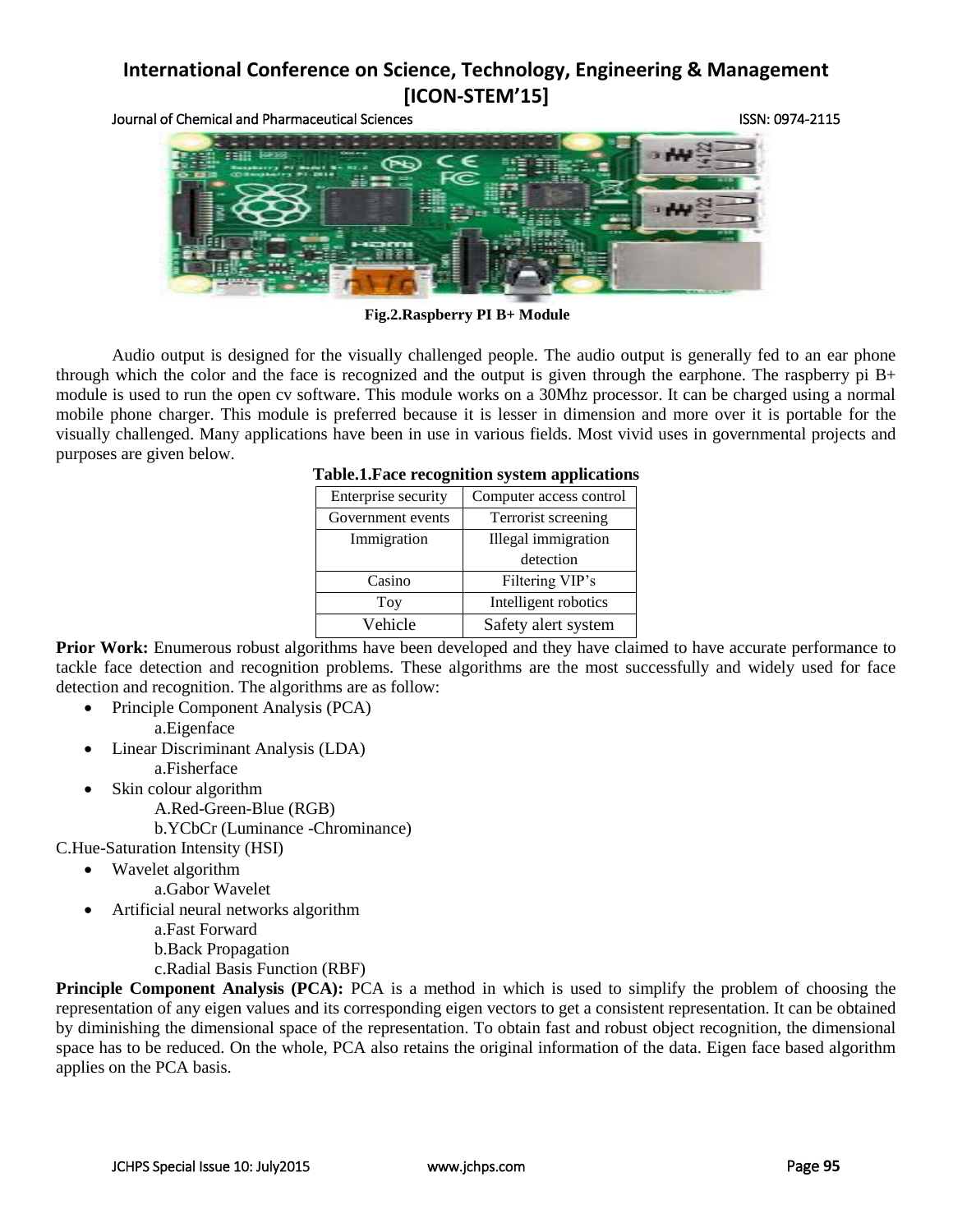Fig.2.Raspberry PI B+ Module

Audio output is designed for the visually challenged people. The audio output is generally fed to an ear phone through which the color and the face is recognized and the output is given through the earphone. The raspberry pi B+ module is used to run the open cv software. This module works on a 30Mhz processor. It can be charged using a normal mobile phone charger. This module is preferred because it is lesser in dimension and more over it is portable for the visually challenged. Many applications have been in use in various fields. Most vivid uses in governmental projects and purposes are given below.

**Table.1.Face recognition system applications**

| Enterprise security | Computer access control |
|---|---|
| Government events | Terrorist screening |
| Immigration | Illegal immigration detection |
| Casino | Filtering VIP's |
| Toy | Intelligent robotics |
| Vehicle | Safety alert system |

**Prior Work:** Enumerous robust algorithms have been developed and they have claimed to have accurate performance to tackle face detection and recognition problems. These algorithms are the most successfully and widely used for face detection and recognition. The algorithms are as follow:

- Principle Component Analysis (PCA)
  - a.Eigenface
- Linear Discriminant Analysis (LDA)
  - a.Fisherface
- Skin colour algorithm
  - A.Red-Green-Blue (RGB)
  - b.YCbCr (Luminance -Chrominance)

C.Hue-Saturation Intensity (HSI)

- Wavelet algorithm
  - a.Gabor Wavelet
- Artificial neural networks algorithm
  - a.Fast Forward
  - b.Back Propagation
  - c.Radial Basis Function (RBF)

**Principle Component Analysis (PCA):** PCA is a method in which is used to simplify the problem of choosing the representation of any eigen values and its corresponding eigen vectors to get a consistent representation. It can be obtained by diminishing the dimensional space of the representation. To obtain fast and robust object recognition, the dimensional space has to be reduced. On the whole, PCA also retains the original information of the data. Eigen face based algorithm applies on the PCA basis.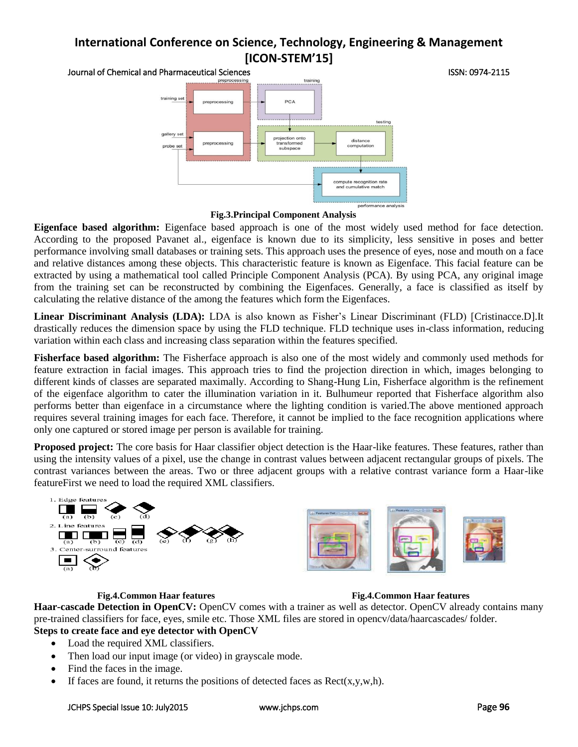Fig.3.Principal Component Analysis

**Eigenface based algorithm:** Eigenface based approach is one of the most widely used method for face detection. According to the proposed Pavanet al., eigenface is known due to its simplicity, less sensitive in poses and better performance involving small databases or training sets. This approach uses the presence of eyes, nose and mouth on a face and relative distances among these objects. This characteristic feature is known as Eigenface. This facial feature can be extracted by using a mathematical tool called Principle Component Analysis (PCA). By using PCA, any original image from the training set can be reconstructed by combining the Eigenfaces. Generally, a face is classified as itself by calculating the relative distance of the among the features which form the Eigenfaces.

**Linear Discriminant Analysis (LDA):** LDA is also known as Fisher's Linear Discriminant (FLD) [Cristinacce.D].It drastically reduces the dimension space by using the FLD technique. FLD technique uses in-class information, reducing variation within each class and increasing class separation within the features specified.

**Fisherface based algorithm:** The Fisherface approach is also one of the most widely and commonly used methods for feature extraction in facial images. This approach tries to find the projection direction in which, images belonging to different kinds of classes are separated maximally. According to Shang-Hung Lin, Fisherface algorithm is the refinement of the eigenface algorithm to cater the illumination variation in it. Bulhumeur reported that Fisherface algorithm also performs better than eigenface in a circumstance where the lighting condition is varied.The above mentioned approach requires several training images for each face. Therefore, it cannot be implied to the face recognition applications where only one captured or stored image per person is available for training.

**Proposed project:** The core basis for Haar classifier object detection is the Haar-like features. These features, rather than using the intensity values of a pixel, use the change in contrast values between adjacent rectangular groups of pixels. The contrast variances between the areas. Two or three adjacent groups with a relative contrast variance form a Haar-like featureFirst we need to load the required XML classifiers.

Fig.4.Common Haar features

Fig.4.Common Haar features

**Haar-cascade Detection in OpenCV:** OpenCV comes with a trainer as well as detector. OpenCV already contains many pre-trained classifiers for face, eyes, smile etc. Those XML files are stored in opencv/data/haarcascades/ folder.

**Steps to create face and eye detector with OpenCV**

- Load the required XML classifiers.
- Then load our input image (or video) in grayscale mode.
- Find the faces in the image.
- If faces are found, it returns the positions of detected faces as Rect(x,y,w,h).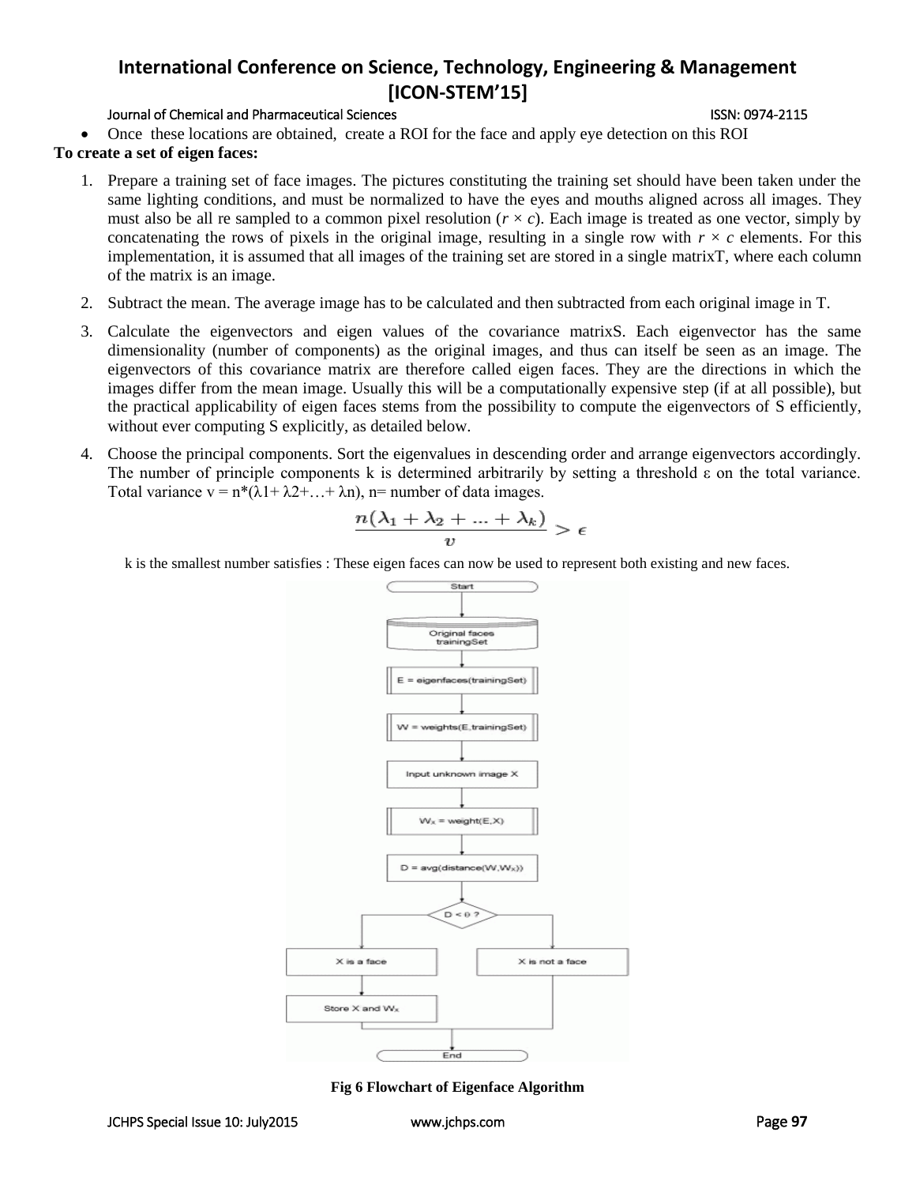- Once these locations are obtained, create a ROI for the face and apply eye detection on this ROI

**To create a set of eigen faces:**

1. Prepare a training set of face images. The pictures constituting the training set should have been taken under the same lighting conditions, and must be normalized to have the eyes and mouths aligned across all images. They must also be all re sampled to a common pixel resolution ($r \times c$). Each image is treated as one vector, simply by concatenating the rows of pixels in the original image, resulting in a single row with $r \times c$ elements. For this implementation, it is assumed that all images of the training set are stored in a single matrixT, where each column of the matrix is an image.
2. Subtract the mean. The average image has to be calculated and then subtracted from each original image in T.
3. Calculate the eigenvectors and eigen values of the covariance matrixS. Each eigenvector has the same dimensionality (number of components) as the original images, and thus can itself be seen as an image. The eigenvectors of this covariance matrix are therefore called eigen faces. They are the directions in which the images differ from the mean image. Usually this will be a computationally expensive step (if at all possible), but the practical applicability of eigen faces stems from the possibility to compute the eigenvectors of S efficiently, without ever computing S explicitly, as detailed below.
4. Choose the principal components. Sort the eigenvalues in descending order and arrange eigenvectors accordingly. The number of principle components k is determined arbitrarily by setting a threshold ε on the total variance. Total variance $v = n*(\lambda1+ \lambda2+\ldots+ \lambda n)$, n= number of data images.

$$\frac{n(\lambda_1 + \lambda_2 + \ldots + \lambda_k)}{v} > \epsilon$$

k is the smallest number satisfies : These eigen faces can now be used to represent both existing and new faces.

**Fig 6 Flowchart of Eigenface Algorithm**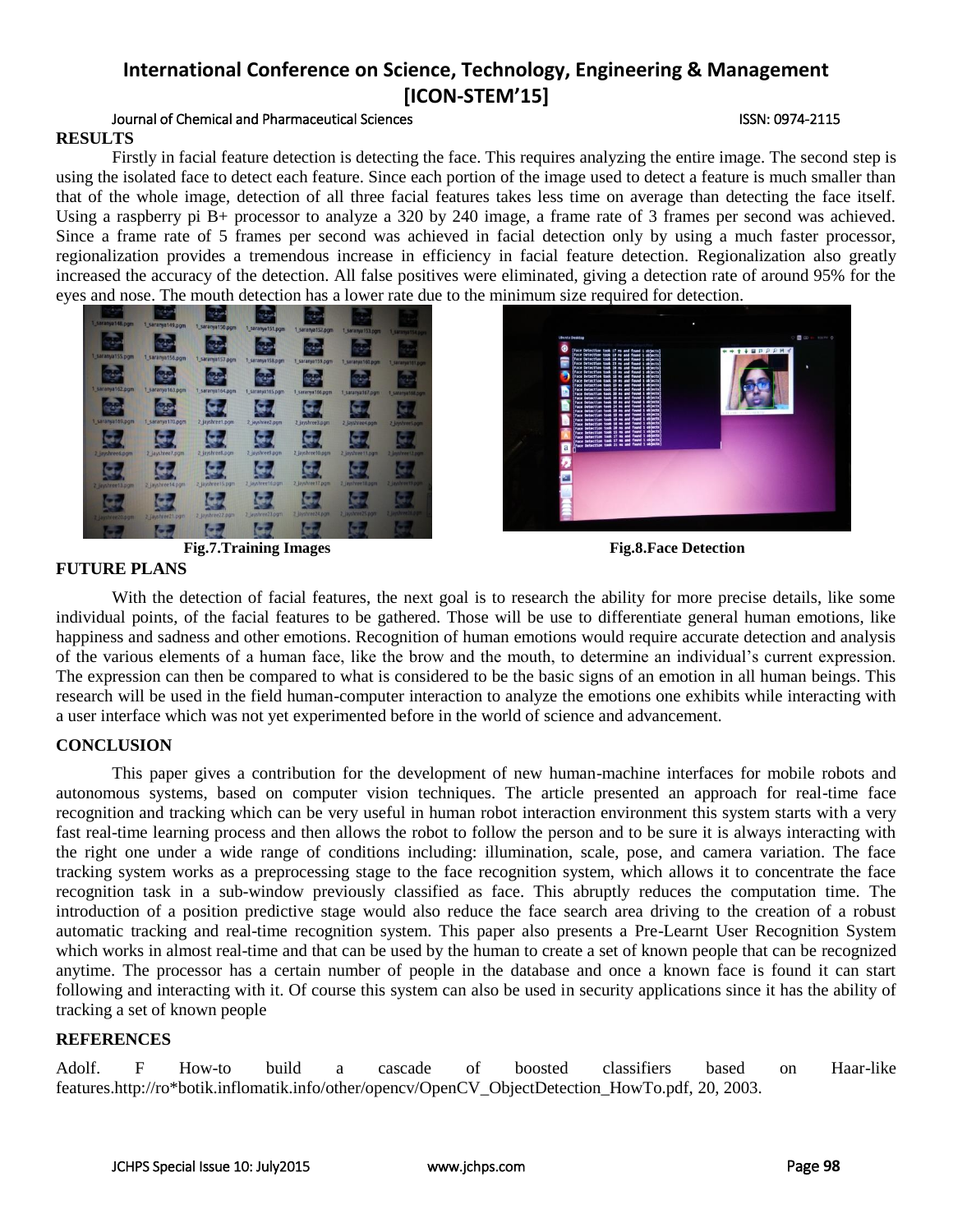## RESULTS

Firstly in facial feature detection is detecting the face. This requires analyzing the entire image. The second step is using the isolated face to detect each feature. Since each portion of the image used to detect a feature is much smaller than that of the whole image, detection of all three facial features takes less time on average than detecting the face itself. Using a raspberry pi B+ processor to analyze a 320 by 240 image, a frame rate of 3 frames per second was achieved. Since a frame rate of 5 frames per second was achieved in facial detection only by using a much faster processor, regionalization provides a tremendous increase in efficiency in facial feature detection. Regionalization also greatly increased the accuracy of the detection. All false positives were eliminated, giving a detection rate of around 95% for the eyes and nose. The mouth detection has a lower rate due to the minimum size required for detection.

**Fig.7.Training Images**

**Fig.8.Face Detection**

## FUTURE PLANS

With the detection of facial features, the next goal is to research the ability for more precise details, like some individual points, of the facial features to be gathered. Those will be use to differentiate general human emotions, like happiness and sadness and other emotions. Recognition of human emotions would require accurate detection and analysis of the various elements of a human face, like the brow and the mouth, to determine an individual's current expression. The expression can then be compared to what is considered to be the basic signs of an emotion in all human beings. This research will be used in the field human-computer interaction to analyze the emotions one exhibits while interacting with a user interface which was not yet experimented before in the world of science and advancement.

## CONCLUSION

This paper gives a contribution for the development of new human-machine interfaces for mobile robots and autonomous systems, based on computer vision techniques. The article presented an approach for real-time face recognition and tracking which can be very useful in human robot interaction environment this system starts with a very fast real-time learning process and then allows the robot to follow the person and to be sure it is always interacting with the right one under a wide range of conditions including: illumination, scale, pose, and camera variation. The face tracking system works as a preprocessing stage to the face recognition system, which allows it to concentrate the face recognition task in a sub-window previously classified as face. This abruptly reduces the computation time. The introduction of a position predictive stage would also reduce the face search area driving to the creation of a robust automatic tracking and real-time recognition system. This paper also presents a Pre-Learnt User Recognition System which works in almost real-time and that can be used by the human to create a set of known people that can be recognized anytime. The processor has a certain number of people in the database and once a known face is found it can start following and interacting with it. Of course this system can also be used in security applications since it has the ability of tracking a set of known people

## REFERENCES

Adolf. F How-to build a cascade of boosted classifiers based on Haar-like features.http://ro*botik.inflomatik.info/other/opencv/OpenCV_ObjectDetection_HowTo.pdf, 20, 2003.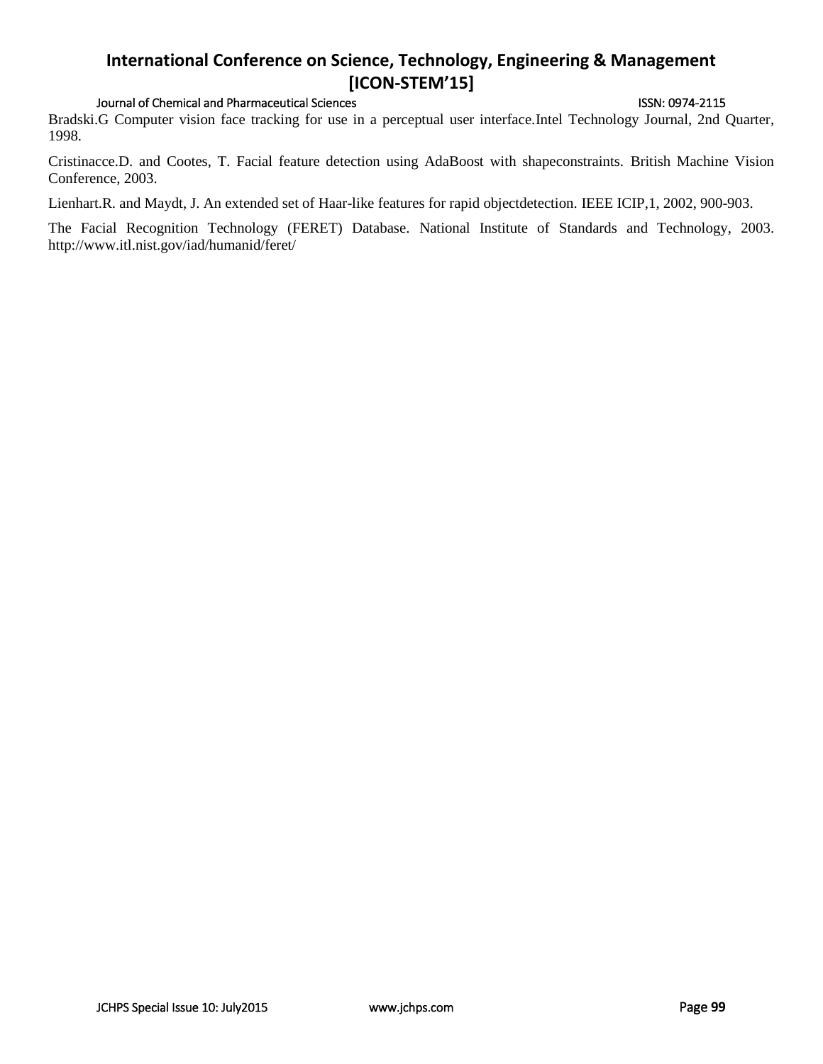Bradski.G Computer vision face tracking for use in a perceptual user interface.Intel Technology Journal, 2nd Quarter, 1998.

Cristinacce.D. and Cootes, T. Facial feature detection using AdaBoost with shapeconstraints. British Machine Vision Conference, 2003.

Lienhart.R. and Maydt, J. An extended set of Haar-like features for rapid objectdetection. IEEE ICIP,1, 2002, 900-903.

The Facial Recognition Technology (FERET) Database. National Institute of Standards and Technology, 2003. http://www.itl.nist.gov/iad/humanid/feret/